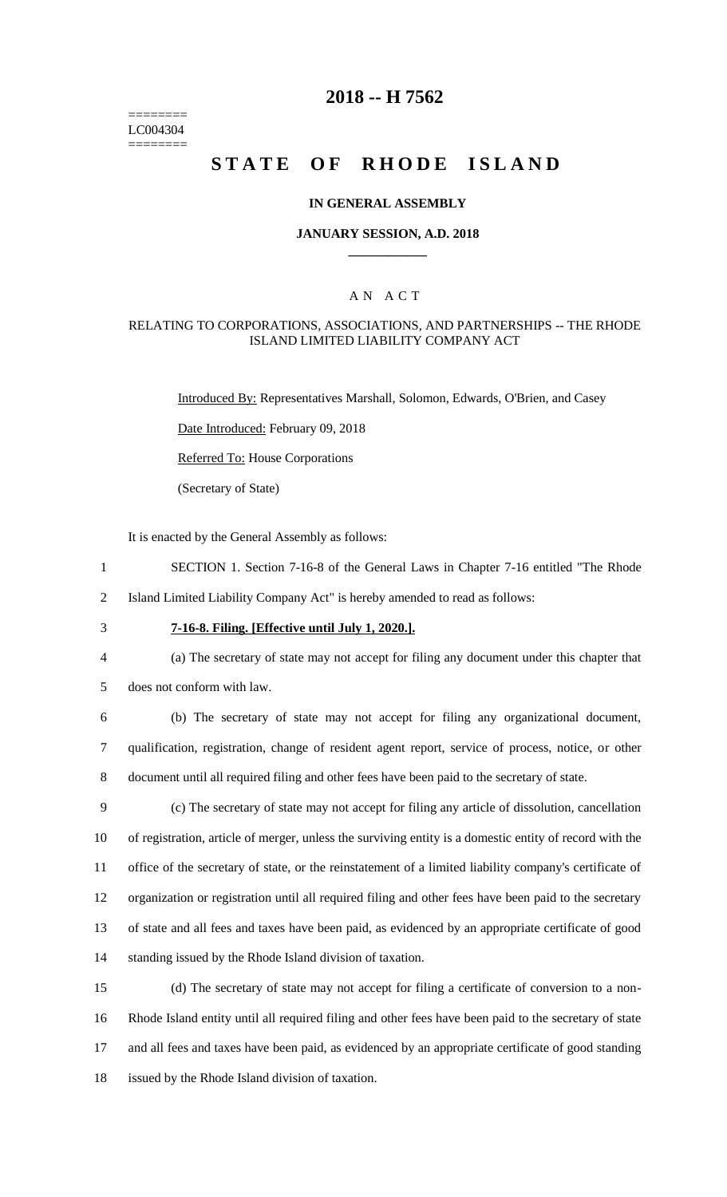========
LC004304
========

# 2018 -- H 7562

# STATE OF RHODE ISLAND

## IN GENERAL ASSEMBLY

### JANUARY SESSION, A.D. 2018

---

A N A C T

RELATING TO CORPORATIONS, ASSOCIATIONS, AND PARTNERSHIPS -- THE RHODE ISLAND LIMITED LIABILITY COMPANY ACT

Introduced By: Representatives Marshall, Solomon, Edwards, O'Brien, and Casey

Date Introduced: February 09, 2018

Referred To: House Corporations

(Secretary of State)

It is enacted by the General Assembly as follows:

1 SECTION 1. Section 7-16-8 of the General Laws in Chapter 7-16 entitled "The Rhode
2 Island Limited Liability Company Act" is hereby amended to read as follows:

3 **7-16-8. Filing. [Effective until July 1, 2020.].**

4 (a) The secretary of state may not accept for filing any document under this chapter that
5 does not conform with law.

6 (b) The secretary of state may not accept for filing any organizational document,
7 qualification, registration, change of resident agent report, service of process, notice, or other
8 document until all required filing and other fees have been paid to the secretary of state.

9 (c) The secretary of state may not accept for filing any article of dissolution, cancellation
10 of registration, article of merger, unless the surviving entity is a domestic entity of record with the
11 office of the secretary of state, or the reinstatement of a limited liability company's certificate of
12 organization or registration until all required filing and other fees have been paid to the secretary
13 of state and all fees and taxes have been paid, as evidenced by an appropriate certificate of good
14 standing issued by the Rhode Island division of taxation.

15 (d) The secretary of state may not accept for filing a certificate of conversion to a non-
16 Rhode Island entity until all required filing and other fees have been paid to the secretary of state
17 and all fees and taxes have been paid, as evidenced by an appropriate certificate of good standing
18 issued by the Rhode Island division of taxation.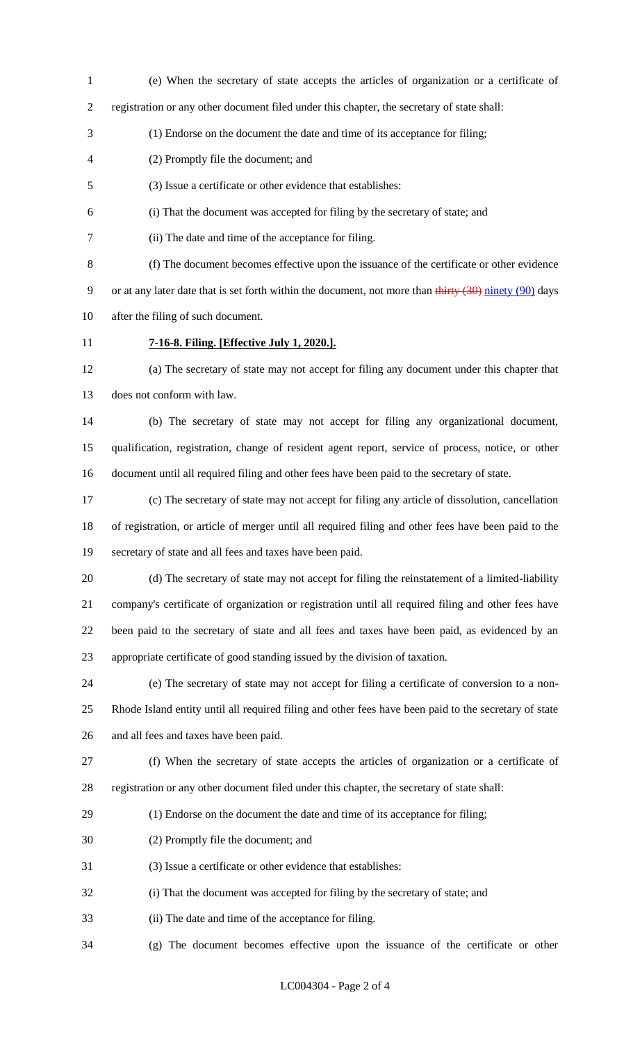(e) When the secretary of state accepts the articles of organization or a certificate of registration or any other document filed under this chapter, the secretary of state shall:

(1) Endorse on the document the date and time of its acceptance for filing;

(2) Promptly file the document; and

(3) Issue a certificate or other evidence that establishes:

(i) That the document was accepted for filing by the secretary of state; and

(ii) The date and time of the acceptance for filing.

(f) The document becomes effective upon the issuance of the certificate or other evidence or at any later date that is set forth within the document, not more than ~~thirty (30)~~ ninety (90) days after the filing of such document.

**7-16-8. Filing. [Effective July 1, 2020.].**

(a) The secretary of state may not accept for filing any document under this chapter that does not conform with law.

(b) The secretary of state may not accept for filing any organizational document, qualification, registration, change of resident agent report, service of process, notice, or other document until all required filing and other fees have been paid to the secretary of state.

(c) The secretary of state may not accept for filing any article of dissolution, cancellation of registration, or article of merger until all required filing and other fees have been paid to the secretary of state and all fees and taxes have been paid.

(d) The secretary of state may not accept for filing the reinstatement of a limited-liability company's certificate of organization or registration until all required filing and other fees have been paid to the secretary of state and all fees and taxes have been paid, as evidenced by an appropriate certificate of good standing issued by the division of taxation.

(e) The secretary of state may not accept for filing a certificate of conversion to a non-Rhode Island entity until all required filing and other fees have been paid to the secretary of state and all fees and taxes have been paid.

(f) When the secretary of state accepts the articles of organization or a certificate of registration or any other document filed under this chapter, the secretary of state shall:

(1) Endorse on the document the date and time of its acceptance for filing;

(2) Promptly file the document; and

(3) Issue a certificate or other evidence that establishes:

(i) That the document was accepted for filing by the secretary of state; and

(ii) The date and time of the acceptance for filing.

(g) The document becomes effective upon the issuance of the certificate or other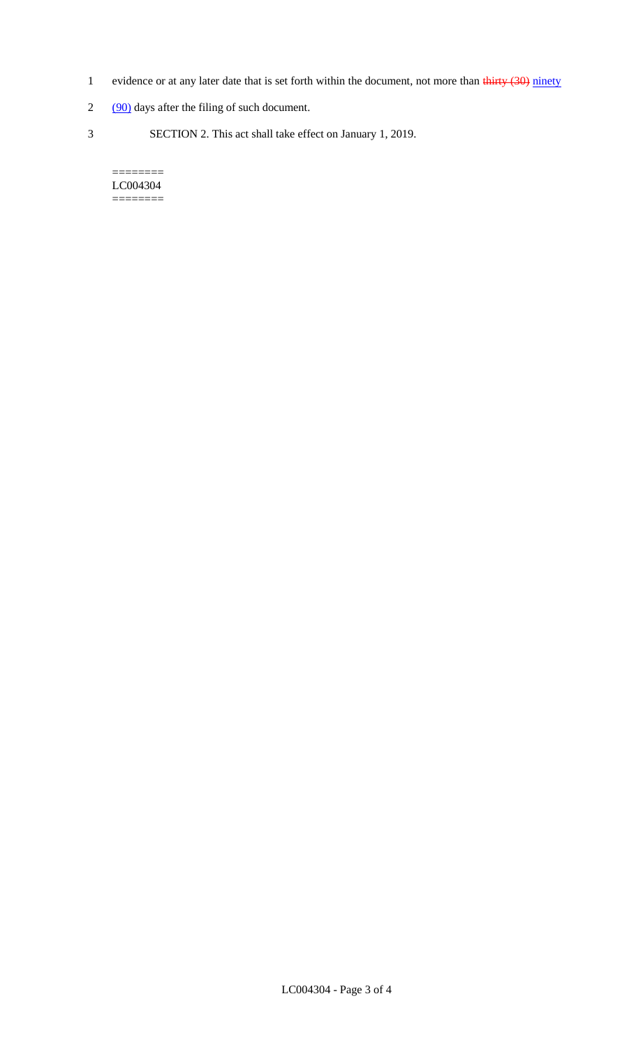evidence or at any later date that is set forth within the document, not more than ~~thirty (30)~~ <u>ninety (90)</u> days after the filing of such document.

SECTION 2. This act shall take effect on January 1, 2019.

========
LC004304
========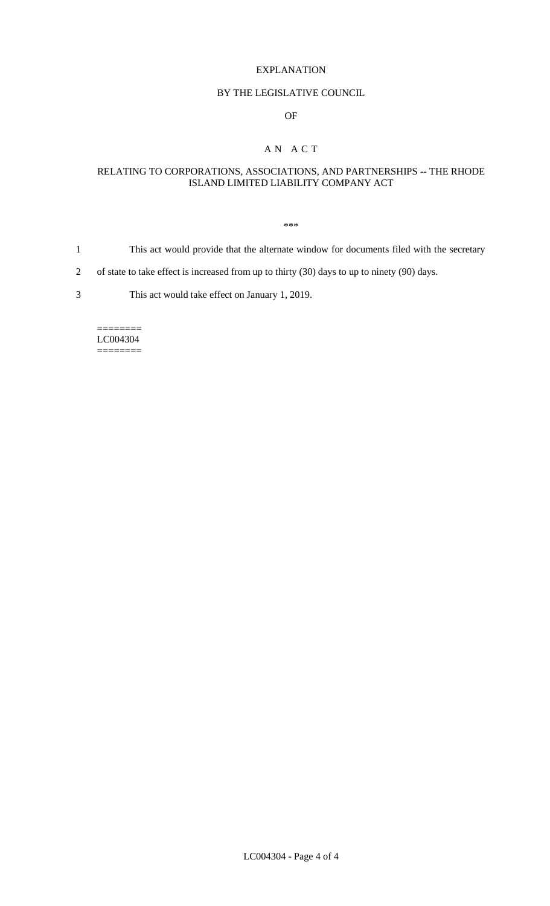# EXPLANATION

## BY THE LEGISLATIVE COUNCIL

## OF

## A N A C T

## RELATING TO CORPORATIONS, ASSOCIATIONS, AND PARTNERSHIPS -- THE RHODE ISLAND LIMITED LIABILITY COMPANY ACT

\*\*\*

This act would provide that the alternate window for documents filed with the secretary of state to take effect is increased from up to thirty (30) days to up to ninety (90) days.

This act would take effect on January 1, 2019.

========
LC004304
========